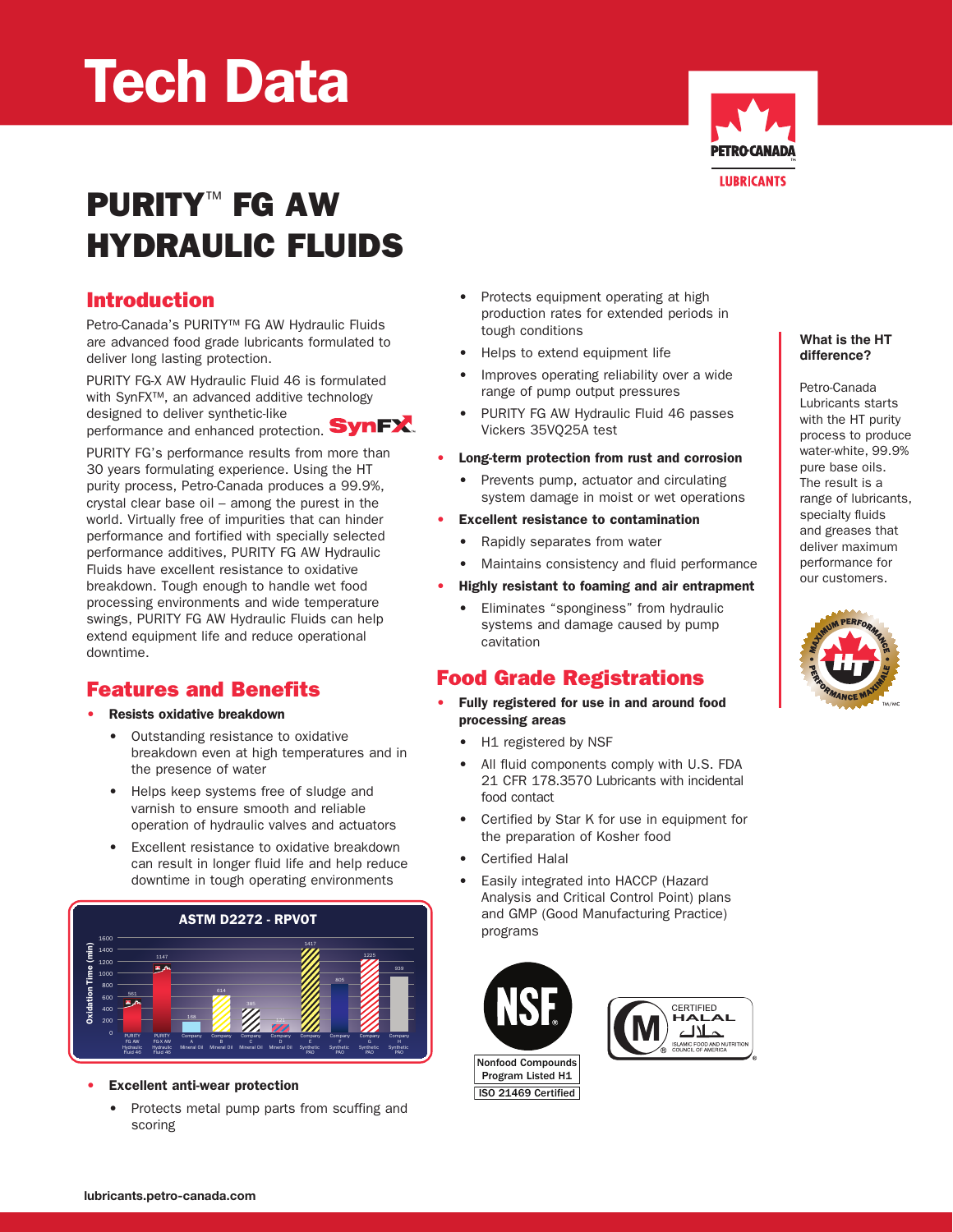# Tech Data

# PURITY™ FG AW HYDRAULIC FLUIDS

## Introduction

Petro-Canada's PURITY™ FG AW Hydraulic Fluids are advanced food grade lubricants formulated to deliver long lasting protection.

PURITY FG-X AW Hydraulic Fluid 46 is formulated with SynFX™, an advanced additive technology designed to deliver synthetic-like performance and enhanced protection.

PURITY FG's performance results from more than 30 years formulating experience. Using the HT purity process, Petro-Canada produces a 99.9%, crystal clear base oil – among the purest in the world. Virtually free of impurities that can hinder performance and fortified with specially selected performance additives, PURITY FG AW Hydraulic Fluids have excellent resistance to oxidative breakdown. Tough enough to handle wet food processing environments and wide temperature swings, PURITY FG AW Hydraulic Fluids can help extend equipment life and reduce operational downtime.

## Features and Benefits

- **Resists oxidative breakdown**
  - Outstanding resistance to oxidative breakdown even at high temperatures and in the presence of water
  - Helps keep systems free of sludge and varnish to ensure smooth and reliable operation of hydraulic valves and actuators
  - Excellent resistance to oxidative breakdown can result in longer fluid life and help reduce downtime in tough operating environments

**ASTM D2272 - RPVOT**

| Product | Oxidation Time (min) |
|---|---|
| PURITY FG AW Hydraulic Fluid 46 | 561 |
| PURITY FG-X AW Hydraulic Fluid 46 | 1147 |
| Company A Mineral Oil | 168 |
| Company B Mineral Oil | 614 |
| Company C Mineral Oil | 385 |
| Company D Mineral Oil | 121 |
| Company E Synthetic PAO | 1417 |
| Company F Synthetic PAO | 805 |
| Company G Synthetic PAO | 1225 |
| Company H Synthetic PAO | 939 |

- **Excellent anti-wear protection**
  - Protects metal pump parts from scuffing and scoring
  - Protects equipment operating at high production rates for extended periods in tough conditions
  - Helps to extend equipment life
  - Improves operating reliability over a wide range of pump output pressures
  - PURITY FG AW Hydraulic Fluid 46 passes Vickers 35VQ25A test
- **Long-term protection from rust and corrosion**
  - Prevents pump, actuator and circulating system damage in moist or wet operations
- **Excellent resistance to contamination**
  - Rapidly separates from water
  - Maintains consistency and fluid performance
- **Highly resistant to foaming and air entrapment**
  - Eliminates "sponginess" from hydraulic systems and damage caused by pump cavitation

## Food Grade Registrations

- **Fully registered for use in and around food processing areas**
  - H1 registered by NSF
  - All fluid components comply with U.S. FDA 21 CFR 178.3570 Lubricants with incidental food contact
  - Certified by Star K for use in equipment for the preparation of Kosher food
  - Certified Halal
  - Easily integrated into HACCP (Hazard Analysis and Critical Control Point) plans and GMP (Good Manufacturing Practice) programs

NSF Nonfood Compounds Program Listed H1
ISO 21469 Certified

CERTIFIED HALAL — Islamic Food and Nutrition Council of America

**What is the HT difference?**

Petro-Canada Lubricants starts with the HT purity process to produce water-white, 99.9% pure base oils. The result is a range of lubricants, specialty fluids and greases that deliver maximum performance for our customers.

lubricants.petro-canada.com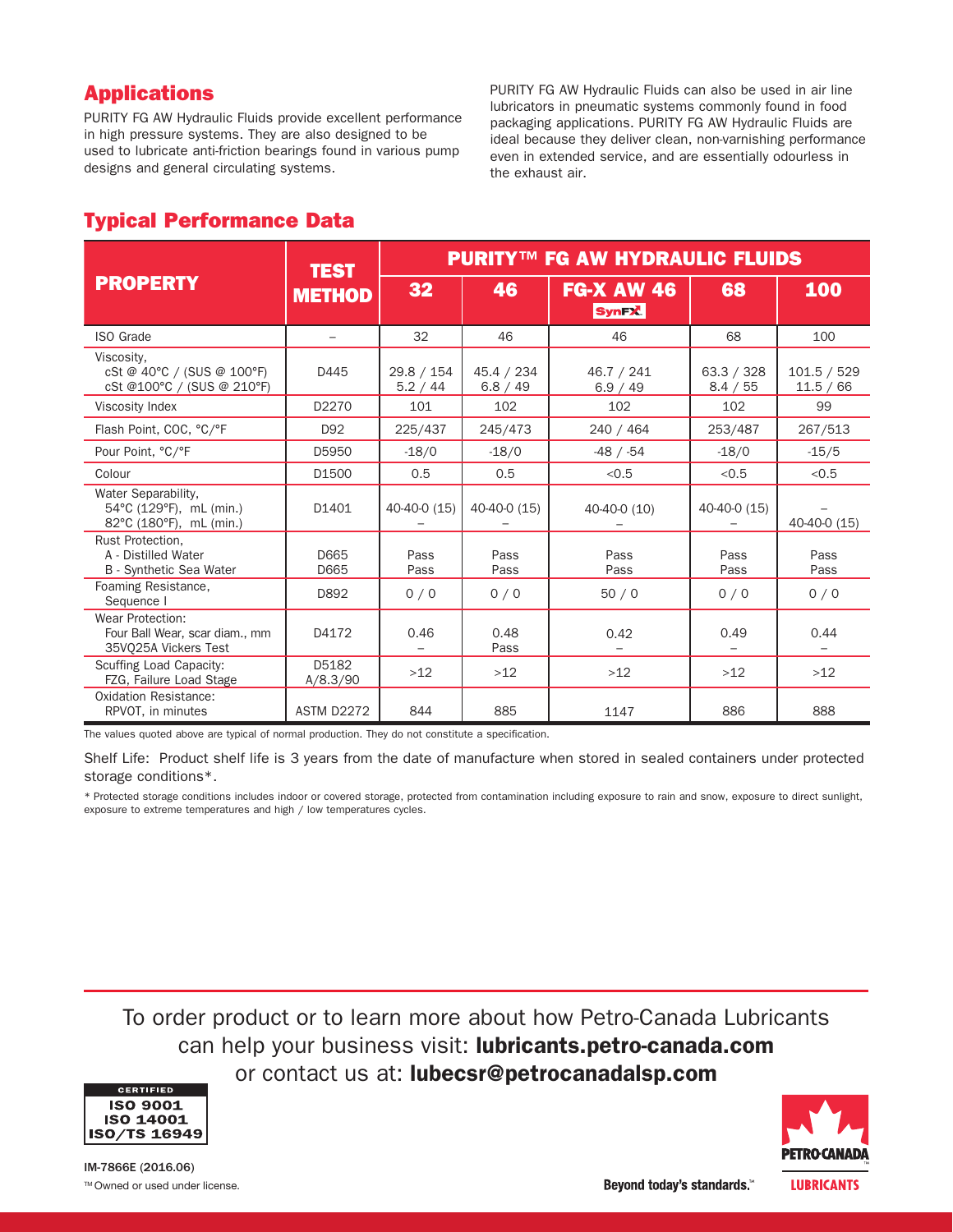## Applications

PURITY FG AW Hydraulic Fluids provide excellent performance in high pressure systems. They are also designed to be used to lubricate anti-friction bearings found in various pump designs and general circulating systems.

PURITY FG AW Hydraulic Fluids can also be used in air line lubricators in pneumatic systems commonly found in food packaging applications. PURITY FG AW Hydraulic Fluids are ideal because they deliver clean, non-varnishing performance even in extended service, and are essentially odourless in the exhaust air.

## Typical Performance Data

| PROPERTY | TEST METHOD | PURITY™ FG AW HYDRAULIC FLUIDS | | | | |
|---|---|---|---|---|---|---|
| | | 32 | 46 | FG-X AW 46 SynFX | 68 | 100 |
| ISO Grade | – | 32 | 46 | 46 | 68 | 100 |
| Viscosity, cSt @ 40°C / (SUS @ 100°F) cSt @100°C / (SUS @ 210°F) | D445 | 29.8 / 154 5.2 / 44 | 45.4 / 234 6.8 / 49 | 46.7 / 241 6.9 / 49 | 63.3 / 328 8.4 / 55 | 101.5 / 529 11.5 / 66 |
| Viscosity Index | D2270 | 101 | 102 | 102 | 102 | 99 |
| Flash Point, COC, °C/°F | D92 | 225/437 | 245/473 | 240 / 464 | 253/487 | 267/513 |
| Pour Point, °C/°F | D5950 | -18/0 | -18/0 | -48 / -54 | -18/0 | -15/5 |
| Colour | D1500 | 0.5 | 0.5 | <0.5 | <0.5 | <0.5 |
| Water Separability, 54°C (129°F), mL (min.) 82°C (180°F), mL (min.) | D1401 | 40-40-0 (15) – | 40-40-0 (15) – | 40-40-0 (10) – | 40-40-0 (15) – | – 40-40-0 (15) |
| Rust Protection, A - Distilled Water B - Synthetic Sea Water | D665 D665 | Pass Pass | Pass Pass | Pass Pass | Pass Pass | Pass Pass |
| Foaming Resistance, Sequence I | D892 | 0 / 0 | 0 / 0 | 50 / 0 | 0 / 0 | 0 / 0 |
| Wear Protection: Four Ball Wear, scar diam., mm 35VQ25A Vickers Test | D4172 | 0.46 – | 0.48 Pass | 0.42 – | 0.49 – | 0.44 – |
| Scuffing Load Capacity: FZG, Failure Load Stage | D5182 A/8.3/90 | >12 | >12 | >12 | >12 | >12 |
| Oxidation Resistance: RPVOT, in minutes | ASTM D2272 | 844 | 885 | 1147 | 886 | 888 |

The values quoted above are typical of normal production. They do not constitute a specification.

Shelf Life: Product shelf life is 3 years from the date of manufacture when stored in sealed containers under protected storage conditions*.

* Protected storage conditions includes indoor or covered storage, protected from contamination including exposure to rain and snow, exposure to direct sunlight, exposure to extreme temperatures and high / low temperatures cycles.

To order product or to learn more about how Petro-Canada Lubricants can help your business visit: **lubricants.petro-canada.com** or contact us at: **lubecsr@petrocanadalsp.com**

CERTIFIED
ISO 9001
ISO 14001
ISO/TS 16949

IM-7866E (2016.06)

™ Owned or used under license.

Beyond today's standards.™

PETRO-CANADA LUBRICANTS